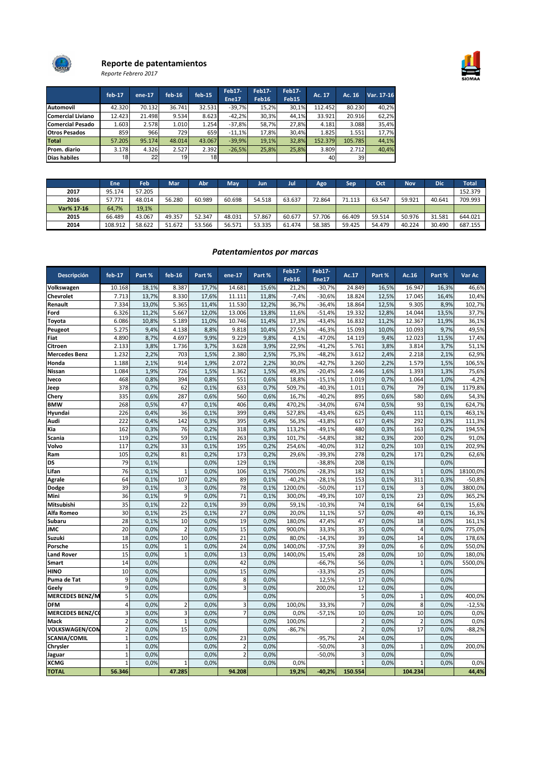# Reporte de patentamientos

*Reporte Febrero 2017*

| | feb-17 | ene-17 | feb-16 | feb-15 | Feb17-Ene17 | Feb17-Feb16 | Feb17-Feb15 | Ac. 17 | Ac. 16 | Var. 17-16 |
|---|---|---|---|---|---|---|---|---|---|---|
| Automovil | 42.320 | 70.132 | 36.741 | 32.531 | -39,7% | 15,2% | 30,1% | 112.452 | 80.230 | 40,2% |
| Comercial Liviano | 12.423 | 21.498 | 9.534 | 8.623 | -42,2% | 30,3% | 44,1% | 33.921 | 20.916 | 62,2% |
| Comercial Pesado | 1.603 | 2.578 | 1.010 | 1.254 | -37,8% | 58,7% | 27,8% | 4.181 | 3.088 | 35,4% |
| Otros Pesados | 859 | 966 | 729 | 659 | -11,1% | 17,8% | 30,4% | 1.825 | 1.551 | 17,7% |
| Total | 57.205 | 95.174 | 48.014 | 43.067 | -39,9% | 19,1% | 32,8% | 152.379 | 105.785 | 44,1% |
| Prom. diario | 3.178 | 4.326 | 2.527 | 2.392 | -26,5% | 25,8% | 25,8% | 3.809 | 2.712 | 40,4% |
| Dias habiles | 18 | 22 | 19 | 18 | | | | 40 | 39 | |

| | Ene | Feb | Mar | Abr | May | Jun | Jul | Ago | Sep | Oct | Nov | Dic | Total |
|---|---|---|---|---|---|---|---|---|---|---|---|---|---|
| 2017 | 95.174 | 57.205 | | | | | | | | | | | 152.379 |
| 2016 | 57.771 | 48.014 | 56.280 | 60.989 | 60.698 | 54.518 | 63.637 | 72.864 | 71.113 | 63.547 | 59.921 | 40.641 | 709.993 |
| Var% 17-16 | 64,7% | 19,1% | | | | | | | | | | | |
| 2015 | 66.489 | 43.067 | 49.357 | 52.347 | 48.031 | 57.867 | 60.677 | 57.706 | 66.409 | 59.514 | 50.976 | 31.581 | 644.021 |
| 2014 | 108.912 | 58.622 | 51.672 | 53.566 | 56.571 | 53.335 | 61.474 | 58.385 | 59.425 | 54.479 | 40.224 | 30.490 | 687.155 |

## *Patentamientos por marcas*

| Descripción | feb-17 | Part % | feb-16 | Part % | ene-17 | Part % | Feb17-Feb16 | Feb17-Ene17 | Ac.17 | Part % | Ac.16 | Part % | Var Ac |
|---|---|---|---|---|---|---|---|---|---|---|---|---|---|
| Volkswagen | 10.168 | 18,1% | 8.387 | 17,7% | 14.681 | 15,6% | 21,2% | -30,7% | 24.849 | 16,5% | 16.947 | 16,3% | 46,6% |
| Chevrolet | 7.713 | 13,7% | 8.330 | 17,6% | 11.111 | 11,8% | -7,4% | -30,6% | 18.824 | 12,5% | 17.045 | 16,4% | 10,4% |
| Renault | 7.334 | 13,0% | 5.365 | 11,4% | 11.530 | 12,2% | 36,7% | -36,4% | 18.864 | 12,5% | 9.305 | 8,9% | 102,7% |
| Ford | 6.326 | 11,2% | 5.667 | 12,0% | 13.006 | 13,8% | 11,6% | -51,4% | 19.332 | 12,8% | 14.044 | 13,5% | 37,7% |
| Toyota | 6.086 | 10,8% | 5.189 | 11,0% | 10.746 | 11,4% | 17,3% | -43,4% | 16.832 | 11,2% | 12.367 | 11,9% | 36,1% |
| Peugeot | 5.275 | 9,4% | 4.138 | 8,8% | 9.818 | 10,4% | 27,5% | -46,3% | 15.093 | 10,0% | 10.093 | 9,7% | 49,5% |
| Fiat | 4.890 | 8,7% | 4.697 | 9,9% | 9.229 | 9,8% | 4,1% | -47,0% | 14.119 | 9,4% | 12.023 | 11,5% | 17,4% |
| Citroen | 2.133 | 3,8% | 1.736 | 3,7% | 3.628 | 3,9% | 22,9% | -41,2% | 5.761 | 3,8% | 3.814 | 3,7% | 51,1% |
| Mercedes Benz | 1.232 | 2,2% | 703 | 1,5% | 2.380 | 2,5% | 75,3% | -48,2% | 3.612 | 2,4% | 2.218 | 2,1% | 62,9% |
| Honda | 1.188 | 2,1% | 914 | 1,9% | 2.072 | 2,2% | 30,0% | -42,7% | 3.260 | 2,2% | 1.579 | 1,5% | 106,5% |
| Nissan | 1.084 | 1,9% | 726 | 1,5% | 1.362 | 1,5% | 49,3% | -20,4% | 2.446 | 1,6% | 1.393 | 1,3% | 75,6% |
| Iveco | 468 | 0,8% | 394 | 0,8% | 551 | 0,6% | 18,8% | -15,1% | 1.019 | 0,7% | 1.064 | 1,0% | -4,2% |
| Jeep | 378 | 0,7% | 62 | 0,1% | 633 | 0,7% | 509,7% | -40,3% | 1.011 | 0,7% | 79 | 0,1% | 1179,8% |
| Chery | 335 | 0,6% | 287 | 0,6% | 560 | 0,6% | 16,7% | -40,2% | 895 | 0,6% | 580 | 0,6% | 54,3% |
| BMW | 268 | 0,5% | 47 | 0,1% | 406 | 0,4% | 470,2% | -34,0% | 674 | 0,5% | 93 | 0,1% | 624,7% |
| Hyundai | 226 | 0,4% | 36 | 0,1% | 399 | 0,4% | 527,8% | -43,4% | 625 | 0,4% | 111 | 0,1% | 463,1% |
| Audi | 222 | 0,4% | 142 | 0,3% | 395 | 0,4% | 56,3% | -43,8% | 617 | 0,4% | 292 | 0,3% | 111,3% |
| Kia | 162 | 0,3% | 76 | 0,2% | 318 | 0,3% | 113,2% | -49,1% | 480 | 0,3% | 163 | 0,2% | 194,5% |
| Scania | 119 | 0,2% | 59 | 0,1% | 263 | 0,3% | 101,7% | -54,8% | 382 | 0,3% | 200 | 0,2% | 91,0% |
| Volvo | 117 | 0,2% | 33 | 0,1% | 195 | 0,2% | 254,6% | -40,0% | 312 | 0,2% | 103 | 0,1% | 202,9% |
| Ram | 105 | 0,2% | 81 | 0,2% | 173 | 0,2% | 29,6% | -39,3% | 278 | 0,2% | 171 | 0,2% | 62,6% |
| DS | 79 | 0,1% | | 0,0% | 129 | 0,1% | | -38,8% | 208 | 0,1% | | 0,0% | |
| Lifan | 76 | 0,1% | 1 | 0,0% | 106 | 0,1% | 7500,0% | -28,3% | 182 | 0,1% | 1 | 0,0% | 18100,0% |
| Agrale | 64 | 0,1% | 107 | 0,2% | 89 | 0,1% | -40,2% | -28,1% | 153 | 0,1% | 311 | 0,3% | -50,8% |
| Dodge | 39 | 0,1% | 3 | 0,0% | 78 | 0,1% | 1200,0% | -50,0% | 117 | 0,1% | 3 | 0,0% | 3800,0% |
| Mini | 36 | 0,1% | 9 | 0,0% | 71 | 0,1% | 300,0% | -49,3% | 107 | 0,1% | 23 | 0,0% | 365,2% |
| Mitsubishi | 35 | 0,1% | 22 | 0,1% | 39 | 0,0% | 59,1% | -10,3% | 74 | 0,1% | 64 | 0,1% | 15,6% |
| Alfa Romeo | 30 | 0,1% | 25 | 0,1% | 27 | 0,0% | 20,0% | 11,1% | 57 | 0,0% | 49 | 0,1% | 16,3% |
| Subaru | 28 | 0,1% | 10 | 0,0% | 19 | 0,0% | 180,0% | 47,4% | 47 | 0,0% | 18 | 0,0% | 161,1% |
| JMC | 20 | 0,0% | 2 | 0,0% | 15 | 0,0% | 900,0% | 33,3% | 35 | 0,0% | 4 | 0,0% | 775,0% |
| Suzuki | 18 | 0,0% | 10 | 0,0% | 21 | 0,0% | 80,0% | -14,3% | 39 | 0,0% | 14 | 0,0% | 178,6% |
| Porsche | 15 | 0,0% | 1 | 0,0% | 24 | 0,0% | 1400,0% | -37,5% | 39 | 0,0% | 6 | 0,0% | 550,0% |
| Land Rover | 15 | 0,0% | 1 | 0,0% | 13 | 0,0% | 1400,0% | 15,4% | 28 | 0,0% | 10 | 0,0% | 180,0% |
| Smart | 14 | 0,0% | | 0,0% | 42 | 0,0% | | -66,7% | 56 | 0,0% | 1 | 0,0% | 5500,0% |
| HINO | 10 | 0,0% | | 0,0% | 15 | 0,0% | | -33,3% | 25 | 0,0% | | 0,0% | |
| Puma de Tat | 9 | 0,0% | | 0,0% | 8 | 0,0% | | 12,5% | 17 | 0,0% | | 0,0% | |
| Geely | 9 | 0,0% | | 0,0% | 3 | 0,0% | | 200,0% | 12 | 0,0% | | 0,0% | |
| MERCEDES BENZ/M | 5 | 0,0% | | 0,0% | | 0,0% | | | 5 | 0,0% | 1 | 0,0% | 400,0% |
| DFM | 4 | 0,0% | 2 | 0,0% | 3 | 0,0% | 100,0% | 33,3% | 7 | 0,0% | 8 | 0,0% | -12,5% |
| MERCEDES BENZ/C | 3 | 0,0% | 3 | 0,0% | 7 | 0,0% | 0,0% | -57,1% | 10 | 0,0% | 10 | 0,0% | 0,0% |
| Mack | 2 | 0,0% | 1 | 0,0% | | 0,0% | 100,0% | | 2 | 0,0% | 2 | 0,0% | 0,0% |
| VOLKSWAGEN/CON | 2 | 0,0% | 15 | 0,0% | | 0,0% | -86,7% | | 2 | 0,0% | 17 | 0,0% | -88,2% |
| SCANIA/COMIL | 1 | 0,0% | | 0,0% | 23 | 0,0% | | -95,7% | 24 | 0,0% | | 0,0% | |
| Chrysler | 1 | 0,0% | | 0,0% | 2 | 0,0% | | -50,0% | 3 | 0,0% | 1 | 0,0% | 200,0% |
| Jaguar | 1 | 0,0% | | 0,0% | 2 | 0,0% | | -50,0% | 3 | 0,0% | | 0,0% | |
| XCMG | 1 | 0,0% | 1 | 0,0% | | 0,0% | 0,0% | | 1 | 0,0% | 1 | 0,0% | 0,0% |
| TOTAL | 56.346 | | 47.285 | | 94.208 | | 19,2% | -40,2% | 150.554 | | 104.234 | | 44,4% |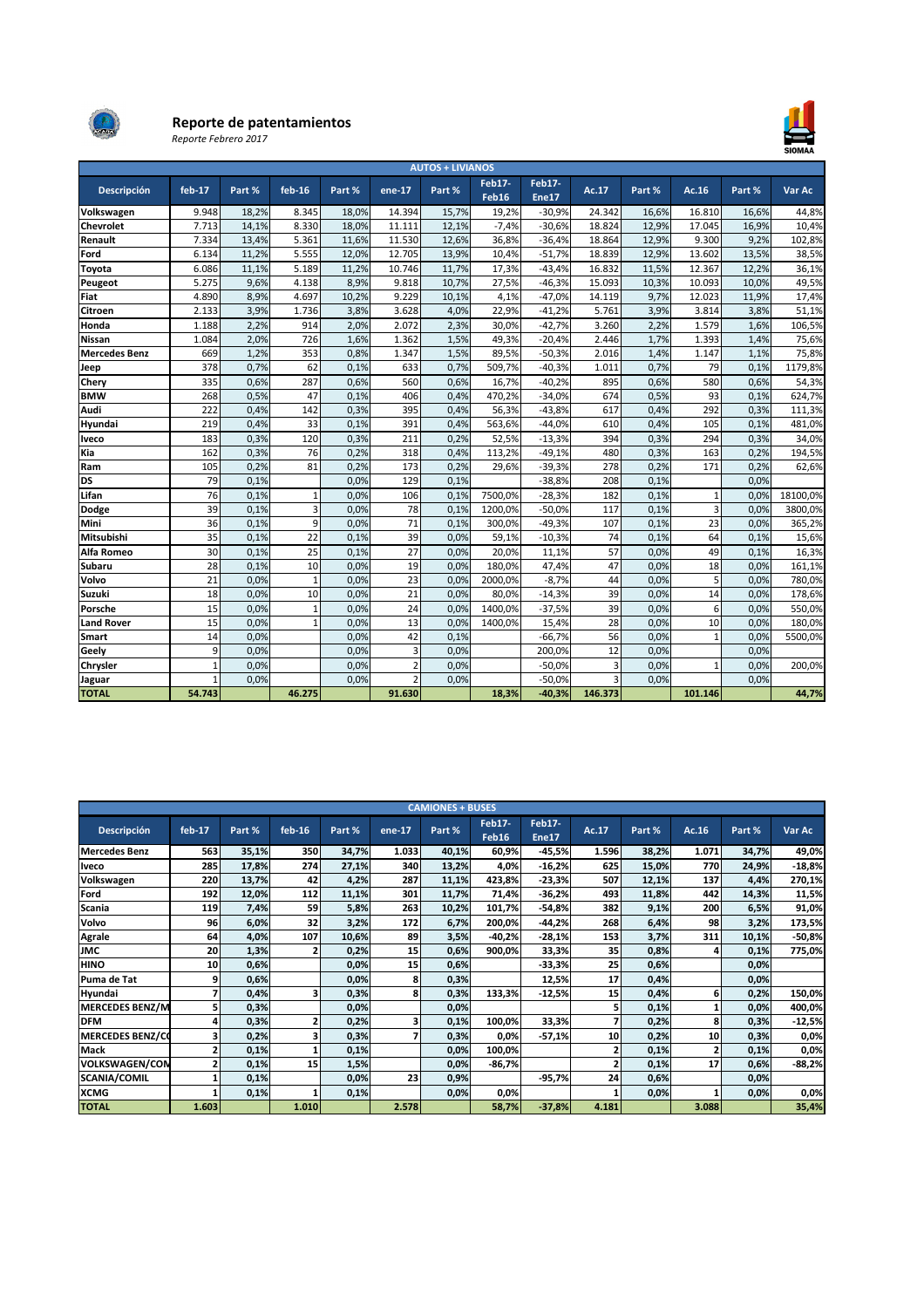# Reporte de patentamientos

*Reporte Febrero 2017*

SIOMAA

| AUTOS + LIVIANOS | | | | | | | | | | | | | |
|---|---|---|---|---|---|---|---|---|---|---|---|---|---|
| Descripción | feb-17 | Part % | feb-16 | Part % | ene-17 | Part % | Feb17-Feb16 | Feb17-Ene17 | Ac.17 | Part % | Ac.16 | Part % | Var Ac |
| Volkswagen | 9.948 | 18,2% | 8.345 | 18,0% | 14.394 | 15,7% | 19,2% | -30,9% | 24.342 | 16,6% | 16.810 | 16,6% | 44,8% |
| Chevrolet | 7.713 | 14,1% | 8.330 | 18,0% | 11.111 | 12,1% | -7,4% | -30,6% | 18.824 | 12,9% | 17.045 | 16,9% | 10,4% |
| Renault | 7.334 | 13,4% | 5.361 | 11,6% | 11.530 | 12,6% | 36,8% | -36,4% | 18.864 | 12,9% | 9.300 | 9,2% | 102,8% |
| Ford | 6.134 | 11,2% | 5.555 | 12,0% | 12.705 | 13,9% | 10,4% | -51,7% | 18.839 | 12,9% | 13.602 | 13,5% | 38,5% |
| Toyota | 6.086 | 11,1% | 5.189 | 11,2% | 10.746 | 11,7% | 17,3% | -43,4% | 16.832 | 11,5% | 12.367 | 12,2% | 36,1% |
| Peugeot | 5.275 | 9,6% | 4.138 | 8,9% | 9.818 | 10,7% | 27,5% | -46,3% | 15.093 | 10,3% | 10.093 | 10,0% | 49,5% |
| Fiat | 4.890 | 8,9% | 4.697 | 10,2% | 9.229 | 10,1% | 4,1% | -47,0% | 14.119 | 9,7% | 12.023 | 11,9% | 17,4% |
| Citroen | 2.133 | 3,9% | 1.736 | 3,8% | 3.628 | 4,0% | 22,9% | -41,2% | 5.761 | 3,9% | 3.814 | 3,8% | 51,1% |
| Honda | 1.188 | 2,2% | 914 | 2,0% | 2.072 | 2,3% | 30,0% | -42,7% | 3.260 | 2,2% | 1.579 | 1,6% | 106,5% |
| Nissan | 1.084 | 2,0% | 726 | 1,6% | 1.362 | 1,5% | 49,3% | -20,4% | 2.446 | 1,7% | 1.393 | 1,4% | 75,6% |
| Mercedes Benz | 669 | 1,2% | 353 | 0,8% | 1.347 | 1,5% | 89,5% | -50,3% | 2.016 | 1,4% | 1.147 | 1,1% | 75,8% |
| Jeep | 378 | 0,7% | 62 | 0,1% | 633 | 0,7% | 509,7% | -40,3% | 1.011 | 0,7% | 79 | 0,1% | 1179,8% |
| Chery | 335 | 0,6% | 287 | 0,6% | 560 | 0,6% | 16,7% | -40,2% | 895 | 0,6% | 580 | 0,6% | 54,3% |
| BMW | 268 | 0,5% | 47 | 0,1% | 406 | 0,4% | 470,2% | -34,0% | 674 | 0,5% | 93 | 0,1% | 624,7% |
| Audi | 222 | 0,4% | 142 | 0,3% | 395 | 0,4% | 56,3% | -43,8% | 617 | 0,4% | 292 | 0,3% | 111,3% |
| Hyundai | 219 | 0,4% | 33 | 0,1% | 391 | 0,4% | 563,6% | -44,0% | 610 | 0,4% | 105 | 0,1% | 481,0% |
| Iveco | 183 | 0,3% | 120 | 0,3% | 211 | 0,2% | 52,5% | -13,3% | 394 | 0,3% | 294 | 0,3% | 34,0% |
| Kia | 162 | 0,3% | 76 | 0,2% | 318 | 0,4% | 113,2% | -49,1% | 480 | 0,3% | 163 | 0,2% | 194,5% |
| Ram | 105 | 0,2% | 81 | 0,2% | 173 | 0,2% | 29,6% | -39,3% | 278 | 0,2% | 171 | 0,2% | 62,6% |
| DS | 79 | 0,1% | | 0,0% | 129 | 0,1% | | -38,8% | 208 | 0,1% | | 0,0% | |
| Lifan | 76 | 0,1% | 1 | 0,0% | 106 | 0,1% | 7500,0% | -28,3% | 182 | 0,1% | 1 | 0,0% | 18100,0% |
| Dodge | 39 | 0,1% | 3 | 0,0% | 78 | 0,1% | 1200,0% | -50,0% | 117 | 0,1% | 3 | 0,0% | 3800,0% |
| Mini | 36 | 0,1% | 9 | 0,0% | 71 | 0,1% | 300,0% | -49,3% | 107 | 0,1% | 23 | 0,0% | 365,2% |
| Mitsubishi | 35 | 0,1% | 22 | 0,1% | 39 | 0,0% | 59,1% | -10,3% | 74 | 0,1% | 64 | 0,1% | 15,6% |
| Alfa Romeo | 30 | 0,1% | 25 | 0,1% | 27 | 0,0% | 20,0% | 11,1% | 57 | 0,0% | 49 | 0,1% | 16,3% |
| Subaru | 28 | 0,1% | 10 | 0,0% | 19 | 0,0% | 180,0% | 47,4% | 47 | 0,0% | 18 | 0,0% | 161,1% |
| Volvo | 21 | 0,0% | 1 | 0,0% | 23 | 0,0% | 2000,0% | -8,7% | 44 | 0,0% | 5 | 0,0% | 780,0% |
| Suzuki | 18 | 0,0% | 10 | 0,0% | 21 | 0,0% | 80,0% | -14,3% | 39 | 0,0% | 14 | 0,0% | 178,6% |
| Porsche | 15 | 0,0% | 1 | 0,0% | 24 | 0,0% | 1400,0% | -37,5% | 39 | 0,0% | 6 | 0,0% | 550,0% |
| Land Rover | 15 | 0,0% | 1 | 0,0% | 13 | 0,0% | 1400,0% | 15,4% | 28 | 0,0% | 10 | 0,0% | 180,0% |
| Smart | 14 | 0,0% | | 0,0% | 42 | 0,1% | | -66,7% | 56 | 0,0% | 1 | 0,0% | 5500,0% |
| Geely | 9 | 0,0% | | 0,0% | 3 | 0,0% | | 200,0% | 12 | 0,0% | | 0,0% | |
| Chrysler | 1 | 0,0% | | 0,0% | 2 | 0,0% | | -50,0% | 3 | 0,0% | 1 | 0,0% | 200,0% |
| Jaguar | 1 | 0,0% | | 0,0% | 2 | 0,0% | | -50,0% | 3 | 0,0% | | 0,0% | |
| **TOTAL** | **54.743** | | **46.275** | | **91.630** | | **18,3%** | **-40,3%** | **146.373** | | **101.146** | | **44,7%** |

| CAMIONES + BUSES | | | | | | | | | | | | | |
|---|---|---|---|---|---|---|---|---|---|---|---|---|---|
| Descripción | feb-17 | Part % | feb-16 | Part % | ene-17 | Part % | Feb17-Feb16 | Feb17-Ene17 | Ac.17 | Part % | Ac.16 | Part % | Var Ac |
| Mercedes Benz | 563 | 35,1% | 350 | 34,7% | 1.033 | 40,1% | 60,9% | -45,5% | 1.596 | 38,2% | 1.071 | 34,7% | 49,0% |
| Iveco | 285 | 17,8% | 274 | 27,1% | 340 | 13,2% | 4,0% | -16,2% | 625 | 15,0% | 770 | 24,9% | -18,8% |
| Volkswagen | 220 | 13,7% | 42 | 4,2% | 287 | 11,1% | 423,8% | -23,3% | 507 | 12,1% | 137 | 4,4% | 270,1% |
| Ford | 192 | 12,0% | 112 | 11,1% | 301 | 11,7% | 71,4% | -36,2% | 493 | 11,8% | 442 | 14,3% | 11,5% |
| Scania | 119 | 7,4% | 59 | 5,8% | 263 | 10,2% | 101,7% | -54,8% | 382 | 9,1% | 200 | 6,5% | 91,0% |
| Volvo | 96 | 6,0% | 32 | 3,2% | 172 | 6,7% | 200,0% | -44,2% | 268 | 6,4% | 98 | 3,2% | 173,5% |
| Agrale | 64 | 4,0% | 107 | 10,6% | 89 | 3,5% | -40,2% | -28,1% | 153 | 3,7% | 311 | 10,1% | -50,8% |
| JMC | 20 | 1,3% | 2 | 0,2% | 15 | 0,6% | 900,0% | 33,3% | 35 | 0,8% | 4 | 0,1% | 775,0% |
| HINO | 10 | 0,6% | | 0,0% | 15 | 0,6% | | -33,3% | 25 | 0,6% | | 0,0% | |
| Puma de Tat | 9 | 0,6% | | 0,0% | 8 | 0,3% | | 12,5% | 17 | 0,4% | | 0,0% | |
| Hyundai | 7 | 0,4% | 3 | 0,3% | 8 | 0,3% | 133,3% | -12,5% | 15 | 0,4% | 6 | 0,2% | 150,0% |
| MERCEDES BENZ/M | 5 | 0,3% | | 0,0% | | 0,0% | | | 5 | 0,1% | 1 | 0,0% | 400,0% |
| DFM | 4 | 0,3% | 2 | 0,2% | 3 | 0,1% | 100,0% | 33,3% | 7 | 0,2% | 8 | 0,3% | -12,5% |
| MERCEDES BENZ/C | 3 | 0,2% | 3 | 0,3% | 7 | 0,3% | 0,0% | -57,1% | 10 | 0,2% | 10 | 0,3% | 0,0% |
| Mack | 2 | 0,1% | 1 | 0,1% | | 0,0% | 100,0% | | 2 | 0,1% | 2 | 0,1% | 0,0% |
| VOLKSWAGEN/CON | 2 | 0,1% | 15 | 1,5% | | 0,0% | -86,7% | | 2 | 0,1% | 17 | 0,6% | -88,2% |
| SCANIA/COMIL | 1 | 0,1% | | 0,0% | 23 | 0,9% | | -95,7% | 24 | 0,6% | | 0,0% | |
| XCMG | 1 | 0,1% | 1 | 0,1% | | 0,0% | 0,0% | | 1 | 0,0% | 1 | 0,0% | 0,0% |
| **TOTAL** | **1.603** | | **1.010** | | **2.578** | | **58,7%** | **-37,8%** | **4.181** | | **3.088** | | **35,4%** |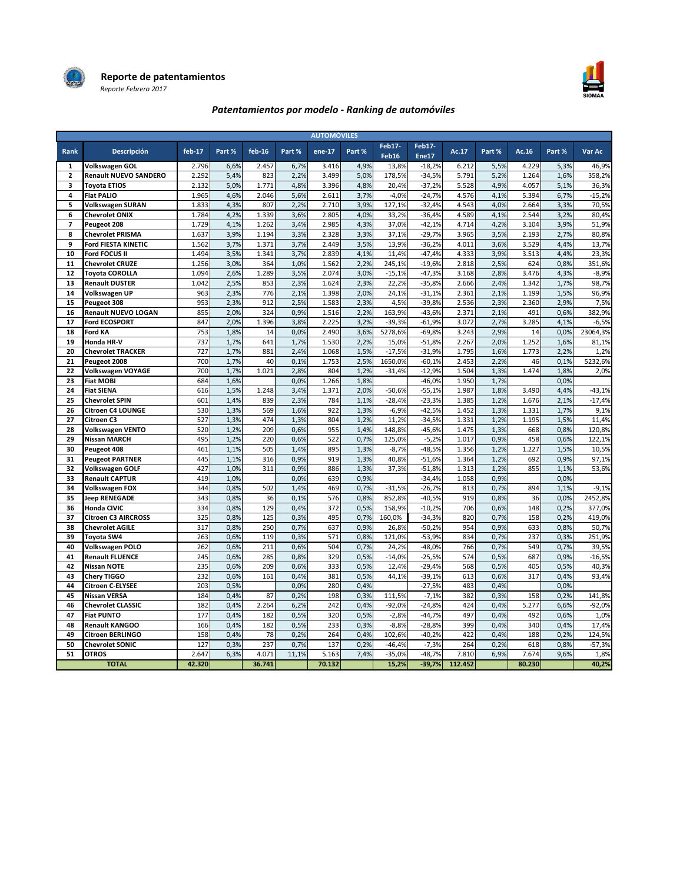**Reporte de patentamientos**

*Reporte Febrero 2017*

## *Patentamientos por modelo - Ranking de automóviles*

| AUTOMÓVILES | | | | | | | | | | | | | | | |
|---|---|---|---|---|---|---|---|---|---|---|---|---|---|---|---|
| Rank | Descripción | feb-17 | Part % | feb-16 | Part % | ene-17 | Part % | Feb17-Feb16 | Feb17-Ene17 | Ac.17 | Part % | Ac.16 | Part % | Var Ac |
| 1 | Volkswagen GOL | 2.796 | 6,6% | 2.457 | 6,7% | 3.416 | 4,9% | 13,8% | -18,2% | 6.212 | 5,5% | 4.229 | 5,3% | 46,9% |
| 2 | Renault NUEVO SANDERO | 2.292 | 5,4% | 823 | 2,2% | 3.499 | 5,0% | 178,5% | -34,5% | 5.791 | 5,2% | 1.264 | 1,6% | 358,2% |
| 3 | Toyota ETIOS | 2.132 | 5,0% | 1.771 | 4,8% | 3.396 | 4,8% | 20,4% | -37,2% | 5.528 | 4,9% | 4.057 | 5,1% | 36,3% |
| 4 | Fiat PALIO | 1.965 | 4,6% | 2.046 | 5,6% | 2.611 | 3,7% | -4,0% | -24,7% | 4.576 | 4,1% | 5.394 | 6,7% | -15,2% |
| 5 | Volkswagen SURAN | 1.833 | 4,3% | 807 | 2,2% | 2.710 | 3,9% | 127,1% | -32,4% | 4.543 | 4,0% | 2.664 | 3,3% | 70,5% |
| 6 | Chevrolet ONIX | 1.784 | 4,2% | 1.339 | 3,6% | 2.805 | 4,0% | 33,2% | -36,4% | 4.589 | 4,1% | 2.544 | 3,2% | 80,4% |
| 7 | Peugeot 208 | 1.729 | 4,1% | 1.262 | 3,4% | 2.985 | 4,3% | 37,0% | -42,1% | 4.714 | 4,2% | 3.104 | 3,9% | 51,9% |
| 8 | Chevrolet PRISMA | 1.637 | 3,9% | 1.194 | 3,3% | 2.328 | 3,3% | 37,1% | -29,7% | 3.965 | 3,5% | 2.193 | 2,7% | 80,8% |
| 9 | Ford FIESTA KINETIC | 1.562 | 3,7% | 1.371 | 3,7% | 2.449 | 3,5% | 13,9% | -36,2% | 4.011 | 3,6% | 3.529 | 4,4% | 13,7% |
| 10 | Ford FOCUS II | 1.494 | 3,5% | 1.341 | 3,7% | 2.839 | 4,1% | 11,4% | -47,4% | 4.333 | 3,9% | 3.513 | 4,4% | 23,3% |
| 11 | Chevrolet CRUZE | 1.256 | 3,0% | 364 | 1,0% | 1.562 | 2,2% | 245,1% | -19,6% | 2.818 | 2,5% | 624 | 0,8% | 351,6% |
| 12 | Toyota COROLLA | 1.094 | 2,6% | 1.289 | 3,5% | 2.074 | 3,0% | -15,1% | -47,3% | 3.168 | 2,8% | 3.476 | 4,3% | -8,9% |
| 13 | Renault DUSTER | 1.042 | 2,5% | 853 | 2,3% | 1.624 | 2,3% | 22,2% | -35,8% | 2.666 | 2,4% | 1.342 | 1,7% | 98,7% |
| 14 | Volkswagen UP | 963 | 2,3% | 776 | 2,1% | 1.398 | 2,0% | 24,1% | -31,1% | 2.361 | 2,1% | 1.199 | 1,5% | 96,9% |
| 15 | Peugeot 308 | 953 | 2,3% | 912 | 2,5% | 1.583 | 2,3% | 4,5% | -39,8% | 2.536 | 2,3% | 2.360 | 2,9% | 7,5% |
| 16 | Renault NUEVO LOGAN | 855 | 2,0% | 324 | 0,9% | 1.516 | 2,2% | 163,9% | -43,6% | 2.371 | 2,1% | 491 | 0,6% | 382,9% |
| 17 | Ford ECOSPORT | 847 | 2,0% | 1.396 | 3,8% | 2.225 | 3,2% | -39,3% | -61,9% | 3.072 | 2,7% | 3.285 | 4,1% | -6,5% |
| 18 | Ford KA | 753 | 1,8% | 14 | 0,0% | 2.490 | 3,6% | 5278,6% | -69,8% | 3.243 | 2,9% | 14 | 0,0% | 23064,3% |
| 19 | Honda HR-V | 737 | 1,7% | 641 | 1,7% | 1.530 | 2,2% | 15,0% | -51,8% | 2.267 | 2,0% | 1.252 | 1,6% | 81,1% |
| 20 | Chevrolet TRACKER | 727 | 1,7% | 881 | 2,4% | 1.068 | 1,5% | -17,5% | -31,9% | 1.795 | 1,6% | 1.773 | 2,2% | 1,2% |
| 21 | Peugeot 2008 | 700 | 1,7% | 40 | 0,1% | 1.753 | 2,5% | 1650,0% | -60,1% | 2.453 | 2,2% | 46 | 0,1% | 5232,6% |
| 22 | Volkswagen VOYAGE | 700 | 1,7% | 1.021 | 2,8% | 804 | 1,2% | -31,4% | -12,9% | 1.504 | 1,3% | 1.474 | 1,8% | 2,0% |
| 23 | Fiat MOBI | 684 | 1,6% | | 0,0% | 1.266 | 1,8% | | -46,0% | 1.950 | 1,7% | | 0,0% | |
| 24 | Fiat SIENA | 616 | 1,5% | 1.248 | 3,4% | 1.371 | 2,0% | -50,6% | -55,1% | 1.987 | 1,8% | 3.490 | 4,4% | -43,1% |
| 25 | Chevrolet SPIN | 601 | 1,4% | 839 | 2,3% | 784 | 1,1% | -28,4% | -23,3% | 1.385 | 1,2% | 1.676 | 2,1% | -17,4% |
| 26 | Citroen C4 LOUNGE | 530 | 1,3% | 569 | 1,6% | 922 | 1,3% | -6,9% | -42,5% | 1.452 | 1,3% | 1.331 | 1,7% | 9,1% |
| 27 | Citroen C3 | 527 | 1,3% | 474 | 1,3% | 804 | 1,2% | 11,2% | -34,5% | 1.331 | 1,2% | 1.195 | 1,5% | 11,4% |
| 28 | Volkswagen VENTO | 520 | 1,2% | 209 | 0,6% | 955 | 1,4% | 148,8% | -45,6% | 1.475 | 1,3% | 668 | 0,8% | 120,8% |
| 29 | Nissan MARCH | 495 | 1,2% | 220 | 0,6% | 522 | 0,7% | 125,0% | -5,2% | 1.017 | 0,9% | 458 | 0,6% | 122,1% |
| 30 | Peugeot 408 | 461 | 1,1% | 505 | 1,4% | 895 | 1,3% | -8,7% | -48,5% | 1.356 | 1,2% | 1.227 | 1,5% | 10,5% |
| 31 | Peugeot PARTNER | 445 | 1,1% | 316 | 0,9% | 919 | 1,3% | 40,8% | -51,6% | 1.364 | 1,2% | 692 | 0,9% | 97,1% |
| 32 | Volkswagen GOLF | 427 | 1,0% | 311 | 0,9% | 886 | 1,3% | 37,3% | -51,8% | 1.313 | 1,2% | 855 | 1,1% | 53,6% |
| 33 | Renault CAPTUR | 419 | 1,0% | | 0,0% | 639 | 0,9% | | -34,4% | 1.058 | 0,9% | | 0,0% | |
| 34 | Volkswagen FOX | 344 | 0,8% | 502 | 1,4% | 469 | 0,7% | -31,5% | -26,7% | 813 | 0,7% | 894 | 1,1% | -9,1% |
| 35 | Jeep RENEGADE | 343 | 0,8% | 36 | 0,1% | 576 | 0,8% | 852,8% | -40,5% | 919 | 0,8% | 36 | 0,0% | 2452,8% |
| 36 | Honda CIVIC | 334 | 0,8% | 129 | 0,4% | 372 | 0,5% | 158,9% | -10,2% | 706 | 0,6% | 148 | 0,2% | 377,0% |
| 37 | Citroen C3 AIRCROSS | 325 | 0,8% | 125 | 0,3% | 495 | 0,7% | 160,0% | -34,3% | 820 | 0,7% | 158 | 0,2% | 419,0% |
| 38 | Chevrolet AGILE | 317 | 0,8% | 250 | 0,7% | 637 | 0,9% | 26,8% | -50,2% | 954 | 0,9% | 633 | 0,8% | 50,7% |
| 39 | Toyota SW4 | 263 | 0,6% | 119 | 0,3% | 571 | 0,8% | 121,0% | -53,9% | 834 | 0,7% | 237 | 0,3% | 251,9% |
| 40 | Volkswagen POLO | 262 | 0,6% | 211 | 0,6% | 504 | 0,7% | 24,2% | -48,0% | 766 | 0,7% | 549 | 0,7% | 39,5% |
| 41 | Renault FLUENCE | 245 | 0,6% | 285 | 0,8% | 329 | 0,5% | -14,0% | -25,5% | 574 | 0,5% | 687 | 0,9% | -16,5% |
| 42 | Nissan NOTE | 235 | 0,6% | 209 | 0,6% | 333 | 0,5% | 12,4% | -29,4% | 568 | 0,5% | 405 | 0,5% | 40,3% |
| 43 | Chery TIGGO | 232 | 0,6% | 161 | 0,4% | 381 | 0,5% | 44,1% | -39,1% | 613 | 0,6% | 317 | 0,4% | 93,4% |
| 44 | Citroen C-ELYSEE | 203 | 0,5% | | 0,0% | 280 | 0,4% | | -27,5% | 483 | 0,4% | | 0,0% | |
| 45 | Nissan VERSA | 184 | 0,4% | 87 | 0,2% | 198 | 0,3% | 111,5% | -7,1% | 382 | 0,3% | 158 | 0,2% | 141,8% |
| 46 | Chevrolet CLASSIC | 182 | 0,4% | 2.264 | 6,2% | 242 | 0,4% | -92,0% | -24,8% | 424 | 0,4% | 5.277 | 6,6% | -92,0% |
| 47 | Fiat PUNTO | 177 | 0,4% | 182 | 0,5% | 320 | 0,5% | -2,8% | -44,7% | 497 | 0,4% | 492 | 0,6% | 1,0% |
| 48 | Renault KANGOO | 166 | 0,4% | 182 | 0,5% | 233 | 0,3% | -8,8% | -28,8% | 399 | 0,4% | 340 | 0,4% | 17,4% |
| 49 | Citroen BERLINGO | 158 | 0,4% | 78 | 0,2% | 264 | 0,4% | 102,6% | -40,2% | 422 | 0,4% | 188 | 0,2% | 124,5% |
| 50 | Chevrolet SONIC | 127 | 0,3% | 237 | 0,7% | 137 | 0,2% | -46,4% | -7,3% | 264 | 0,2% | 618 | 0,8% | -57,3% |
| 51 | OTROS | 2.647 | 6,3% | 4.071 | 11,1% | 5.163 | 7,4% | -35,0% | -48,7% | 7.810 | 6,9% | 7.674 | 9,6% | 1,8% |
| | TOTAL | 42.320 | | 36.741 | | 70.132 | | 15,2% | -39,7% | 112.452 | | 80.230 | | 40,2% |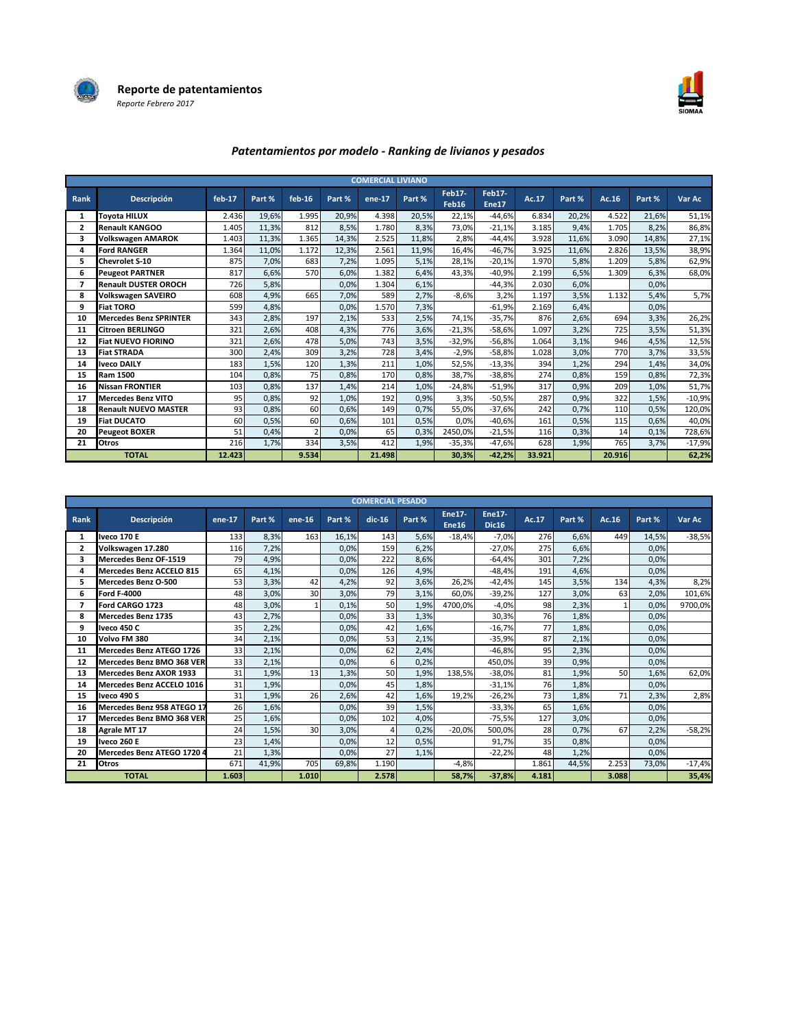# Reporte de patentamientos

*Reporte Febrero 2017*

## *Patentamientos por modelo - Ranking de livianos y pesados*

| COMERCIAL LIVIANO | | | | | | | | | | | | | | |
|---|---|---|---|---|---|---|---|---|---|---|---|---|---|---|
| Rank | Descripción | feb-17 | Part % | feb-16 | Part % | ene-17 | Part % | Feb17-Feb16 | Feb17-Ene17 | Ac.17 | Part % | Ac.16 | Part % | Var Ac |
| 1 | Toyota HILUX | 2.436 | 19,6% | 1.995 | 20,9% | 4.398 | 20,5% | 22,1% | -44,6% | 6.834 | 20,2% | 4.522 | 21,6% | 51,1% |
| 2 | Renault KANGOO | 1.405 | 11,3% | 812 | 8,5% | 1.780 | 8,3% | 73,0% | -21,1% | 3.185 | 9,4% | 1.705 | 8,2% | 86,8% |
| 3 | Volkswagen AMAROK | 1.403 | 11,3% | 1.365 | 14,3% | 2.525 | 11,8% | 2,8% | -44,4% | 3.928 | 11,6% | 3.090 | 14,8% | 27,1% |
| 4 | Ford RANGER | 1.364 | 11,0% | 1.172 | 12,3% | 2.561 | 11,9% | 16,4% | -46,7% | 3.925 | 11,6% | 2.826 | 13,5% | 38,9% |
| 5 | Chevrolet S-10 | 875 | 7,0% | 683 | 7,2% | 1.095 | 5,1% | 28,1% | -20,1% | 1.970 | 5,8% | 1.209 | 5,8% | 62,9% |
| 6 | Peugeot PARTNER | 817 | 6,6% | 570 | 6,0% | 1.382 | 6,4% | 43,3% | -40,9% | 2.199 | 6,5% | 1.309 | 6,3% | 68,0% |
| 7 | Renault DUSTER OROCH | 726 | 5,8% | | 0,0% | 1.304 | 6,1% | | -44,3% | 2.030 | 6,0% | | 0,0% | |
| 8 | Volkswagen SAVEIRO | 608 | 4,9% | 665 | 7,0% | 589 | 2,7% | -8,6% | 3,2% | 1.197 | 3,5% | 1.132 | 5,4% | 5,7% |
| 9 | Fiat TORO | 599 | 4,8% | | 0,0% | 1.570 | 7,3% | | -61,9% | 2.169 | 6,4% | | 0,0% | |
| 10 | Mercedes Benz SPRINTER | 343 | 2,8% | 197 | 2,1% | 533 | 2,5% | 74,1% | -35,7% | 876 | 2,6% | 694 | 3,3% | 26,2% |
| 11 | Citroen BERLINGO | 321 | 2,6% | 408 | 4,3% | 776 | 3,6% | -21,3% | -58,6% | 1.097 | 3,2% | 725 | 3,5% | 51,3% |
| 12 | Fiat NUEVO FIORINO | 321 | 2,6% | 478 | 5,0% | 743 | 3,5% | -32,9% | -56,8% | 1.064 | 3,1% | 946 | 4,5% | 12,5% |
| 13 | Fiat STRADA | 300 | 2,4% | 309 | 3,2% | 728 | 3,4% | -2,9% | -58,8% | 1.028 | 3,0% | 770 | 3,7% | 33,5% |
| 14 | Iveco DAILY | 183 | 1,5% | 120 | 1,3% | 211 | 1,0% | 52,5% | -13,3% | 394 | 1,2% | 294 | 1,4% | 34,0% |
| 15 | Ram 1500 | 104 | 0,8% | 75 | 0,8% | 170 | 0,8% | 38,7% | -38,8% | 274 | 0,8% | 159 | 0,8% | 72,3% |
| 16 | Nissan FRONTIER | 103 | 0,8% | 137 | 1,4% | 214 | 1,0% | -24,8% | -51,9% | 317 | 0,9% | 209 | 1,0% | 51,7% |
| 17 | Mercedes Benz VITO | 95 | 0,8% | 92 | 1,0% | 192 | 0,9% | 3,3% | -50,5% | 287 | 0,9% | 322 | 1,5% | -10,9% |
| 18 | Renault NUEVO MASTER | 93 | 0,8% | 60 | 0,6% | 149 | 0,7% | 55,0% | -37,6% | 242 | 0,7% | 110 | 0,5% | 120,0% |
| 19 | Fiat DUCATO | 60 | 0,5% | 60 | 0,6% | 101 | 0,5% | 0,0% | -40,6% | 161 | 0,5% | 115 | 0,6% | 40,0% |
| 20 | Peugeot BOXER | 51 | 0,4% | 2 | 0,0% | 65 | 0,3% | 2450,0% | -21,5% | 116 | 0,3% | 14 | 0,1% | 728,6% |
| 21 | Otros | 216 | 1,7% | 334 | 3,5% | 412 | 1,9% | -35,3% | -47,6% | 628 | 1,9% | 765 | 3,7% | -17,9% |
| | TOTAL | 12.423 | | 9.534 | | 21.498 | | 30,3% | -42,2% | 33.921 | | 20.916 | | 62,2% |

| COMERCIAL PESADO | | | | | | | | | | | | | | |
|---|---|---|---|---|---|---|---|---|---|---|---|---|---|---|
| Rank | Descripción | ene-17 | Part % | ene-16 | Part % | dic-16 | Part % | Ene17-Ene16 | Ene17-Dic16 | Ac.17 | Part % | Ac.16 | Part % | Var Ac |
| 1 | Iveco 170 E | 133 | 8,3% | 163 | 16,1% | 143 | 5,6% | -18,4% | -7,0% | 276 | 6,6% | 449 | 14,5% | -38,5% |
| 2 | Volkswagen 17.280 | 116 | 7,2% | | 0,0% | 159 | 6,2% | | -27,0% | 275 | 6,6% | | 0,0% | |
| 3 | Mercedes Benz OF-1519 | 79 | 4,9% | | 0,0% | 222 | 8,6% | | -64,4% | 301 | 7,2% | | 0,0% | |
| 4 | Mercedes Benz ACCELO 815 | 65 | 4,1% | | 0,0% | 126 | 4,9% | | -48,4% | 191 | 4,6% | | 0,0% | |
| 5 | Mercedes Benz O-500 | 53 | 3,3% | 42 | 4,2% | 92 | 3,6% | 26,2% | -42,4% | 145 | 3,5% | 134 | 4,3% | 8,2% |
| 6 | Ford F-4000 | 48 | 3,0% | 30 | 3,0% | 79 | 3,1% | 60,0% | -39,2% | 127 | 3,0% | 63 | 2,0% | 101,6% |
| 7 | Ford CARGO 1723 | 48 | 3,0% | 1 | 0,1% | 50 | 1,9% | 4700,0% | -4,0% | 98 | 2,3% | 1 | 0,0% | 9700,0% |
| 8 | Mercedes Benz 1735 | 43 | 2,7% | | 0,0% | 33 | 1,3% | | 30,3% | 76 | 1,8% | | 0,0% | |
| 9 | Iveco 450 C | 35 | 2,2% | | 0,0% | 42 | 1,6% | | -16,7% | 77 | 1,8% | | 0,0% | |
| 10 | Volvo FM 380 | 34 | 2,1% | | 0,0% | 53 | 2,1% | | -35,9% | 87 | 2,1% | | 0,0% | |
| 11 | Mercedes Benz ATEGO 1726 | 33 | 2,1% | | 0,0% | 62 | 2,4% | | -46,8% | 95 | 2,3% | | 0,0% | |
| 12 | Mercedes Benz BMO 368 VER | 33 | 2,1% | | 0,0% | 6 | 0,2% | | 450,0% | 39 | 0,9% | | 0,0% | |
| 13 | Mercedes Benz AXOR 1933 | 31 | 1,9% | 13 | 1,3% | 50 | 1,9% | 138,5% | -38,0% | 81 | 1,9% | 50 | 1,6% | 62,0% |
| 14 | Mercedes Benz ACCELO 1016 | 31 | 1,9% | | 0,0% | 45 | 1,8% | | -31,1% | 76 | 1,8% | | 0,0% | |
| 15 | Iveco 490 S | 31 | 1,9% | 26 | 2,6% | 42 | 1,6% | 19,2% | -26,2% | 73 | 1,8% | 71 | 2,3% | 2,8% |
| 16 | Mercedes Benz 958 ATEGO 17 | 26 | 1,6% | | 0,0% | 39 | 1,5% | | -33,3% | 65 | 1,6% | | 0,0% | |
| 17 | Mercedes Benz BMO 368 VER | 25 | 1,6% | | 0,0% | 102 | 4,0% | | -75,5% | 127 | 3,0% | | 0,0% | |
| 18 | Agrale MT 17 | 24 | 1,5% | 30 | 3,0% | 4 | 0,2% | -20,0% | 500,0% | 28 | 0,7% | 67 | 2,2% | -58,2% |
| 19 | Iveco 260 E | 23 | 1,4% | | 0,0% | 12 | 0,5% | | 91,7% | 35 | 0,8% | | 0,0% | |
| 20 | Mercedes Benz ATEGO 1720 4 | 21 | 1,3% | | 0,0% | 27 | 1,1% | | -22,2% | 48 | 1,2% | | 0,0% | |
| 21 | Otros | 671 | 41,9% | 705 | 69,8% | 1.190 | | -4,8% | | 1.861 | 44,5% | 2.253 | 73,0% | -17,4% |
| | TOTAL | 1.603 | | 1.010 | | 2.578 | | 58,7% | -37,8% | 4.181 | | 3.088 | | 35,4% |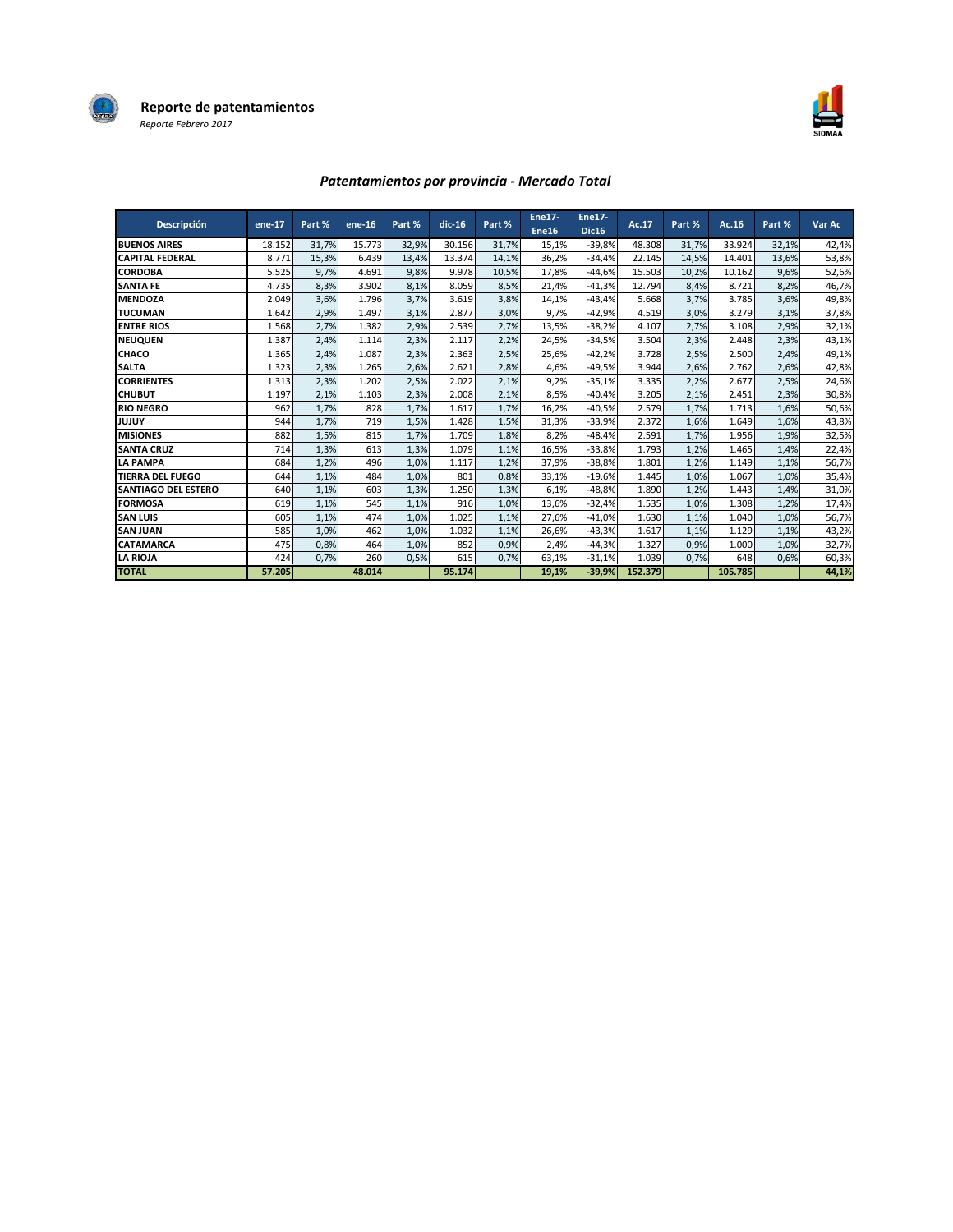**Reporte de patentamientos**

*Reporte Febrero 2017*

## *Patentamientos por provincia - Mercado Total*

| Descripción | ene-17 | Part % | ene-16 | Part % | dic-16 | Part % | Ene17-Ene16 | Ene17-Dic16 | Ac.17 | Part % | Ac.16 | Part % | Var Ac |
|---|---|---|---|---|---|---|---|---|---|---|---|---|---|
| BUENOS AIRES | 18.152 | 31,7% | 15.773 | 32,9% | 30.156 | 31,7% | 15,1% | -39,8% | 48.308 | 31,7% | 33.924 | 32,1% | 42,4% |
| CAPITAL FEDERAL | 8.771 | 15,3% | 6.439 | 13,4% | 13.374 | 14,1% | 36,2% | -34,4% | 22.145 | 14,5% | 14.401 | 13,6% | 53,8% |
| CORDOBA | 5.525 | 9,7% | 4.691 | 9,8% | 9.978 | 10,5% | 17,8% | -44,6% | 15.503 | 10,2% | 10.162 | 9,6% | 52,6% |
| SANTA FE | 4.735 | 8,3% | 3.902 | 8,1% | 8.059 | 8,5% | 21,4% | -41,3% | 12.794 | 8,4% | 8.721 | 8,2% | 46,7% |
| MENDOZA | 2.049 | 3,6% | 1.796 | 3,7% | 3.619 | 3,8% | 14,1% | -43,4% | 5.668 | 3,7% | 3.785 | 3,6% | 49,8% |
| TUCUMAN | 1.642 | 2,9% | 1.497 | 3,1% | 2.877 | 3,0% | 9,7% | -42,9% | 4.519 | 3,0% | 3.279 | 3,1% | 37,8% |
| ENTRE RIOS | 1.568 | 2,7% | 1.382 | 2,9% | 2.539 | 2,7% | 13,5% | -38,2% | 4.107 | 2,7% | 3.108 | 2,9% | 32,1% |
| NEUQUEN | 1.387 | 2,4% | 1.114 | 2,3% | 2.117 | 2,2% | 24,5% | -34,5% | 3.504 | 2,3% | 2.448 | 2,3% | 43,1% |
| CHACO | 1.365 | 2,4% | 1.087 | 2,3% | 2.363 | 2,5% | 25,6% | -42,2% | 3.728 | 2,5% | 2.500 | 2,4% | 49,1% |
| SALTA | 1.323 | 2,3% | 1.265 | 2,6% | 2.621 | 2,8% | 4,6% | -49,5% | 3.944 | 2,6% | 2.762 | 2,6% | 42,8% |
| CORRIENTES | 1.313 | 2,3% | 1.202 | 2,5% | 2.022 | 2,1% | 9,2% | -35,1% | 3.335 | 2,2% | 2.677 | 2,5% | 24,6% |
| CHUBUT | 1.197 | 2,1% | 1.103 | 2,3% | 2.008 | 2,1% | 8,5% | -40,4% | 3.205 | 2,1% | 2.451 | 2,3% | 30,8% |
| RIO NEGRO | 962 | 1,7% | 828 | 1,7% | 1.617 | 1,7% | 16,2% | -40,5% | 2.579 | 1,7% | 1.713 | 1,6% | 50,6% |
| JUJUY | 944 | 1,7% | 719 | 1,5% | 1.428 | 1,5% | 31,3% | -33,9% | 2.372 | 1,6% | 1.649 | 1,6% | 43,8% |
| MISIONES | 882 | 1,5% | 815 | 1,7% | 1.709 | 1,8% | 8,2% | -48,4% | 2.591 | 1,7% | 1.956 | 1,9% | 32,5% |
| SANTA CRUZ | 714 | 1,3% | 613 | 1,3% | 1.079 | 1,1% | 16,5% | -33,8% | 1.793 | 1,2% | 1.465 | 1,4% | 22,4% |
| LA PAMPA | 684 | 1,2% | 496 | 1,0% | 1.117 | 1,2% | 37,9% | -38,8% | 1.801 | 1,2% | 1.149 | 1,1% | 56,7% |
| TIERRA DEL FUEGO | 644 | 1,1% | 484 | 1,0% | 801 | 0,8% | 33,1% | -19,6% | 1.445 | 1,0% | 1.067 | 1,0% | 35,4% |
| SANTIAGO DEL ESTERO | 640 | 1,1% | 603 | 1,3% | 1.250 | 1,3% | 6,1% | -48,8% | 1.890 | 1,2% | 1.443 | 1,4% | 31,0% |
| FORMOSA | 619 | 1,1% | 545 | 1,1% | 916 | 1,0% | 13,6% | -32,4% | 1.535 | 1,0% | 1.308 | 1,2% | 17,4% |
| SAN LUIS | 605 | 1,1% | 474 | 1,0% | 1.025 | 1,1% | 27,6% | -41,0% | 1.630 | 1,1% | 1.040 | 1,0% | 56,7% |
| SAN JUAN | 585 | 1,0% | 462 | 1,0% | 1.032 | 1,1% | 26,6% | -43,3% | 1.617 | 1,1% | 1.129 | 1,1% | 43,2% |
| CATAMARCA | 475 | 0,8% | 464 | 1,0% | 852 | 0,9% | 2,4% | -44,3% | 1.327 | 0,9% | 1.000 | 1,0% | 32,7% |
| LA RIOJA | 424 | 0,7% | 260 | 0,5% | 615 | 0,7% | 63,1% | -31,1% | 1.039 | 0,7% | 648 | 0,6% | 60,3% |
| **TOTAL** | **57.205** | | **48.014** | | **95.174** | | **19,1%** | **-39,9%** | **152.379** | | **105.785** | | **44,1%** |